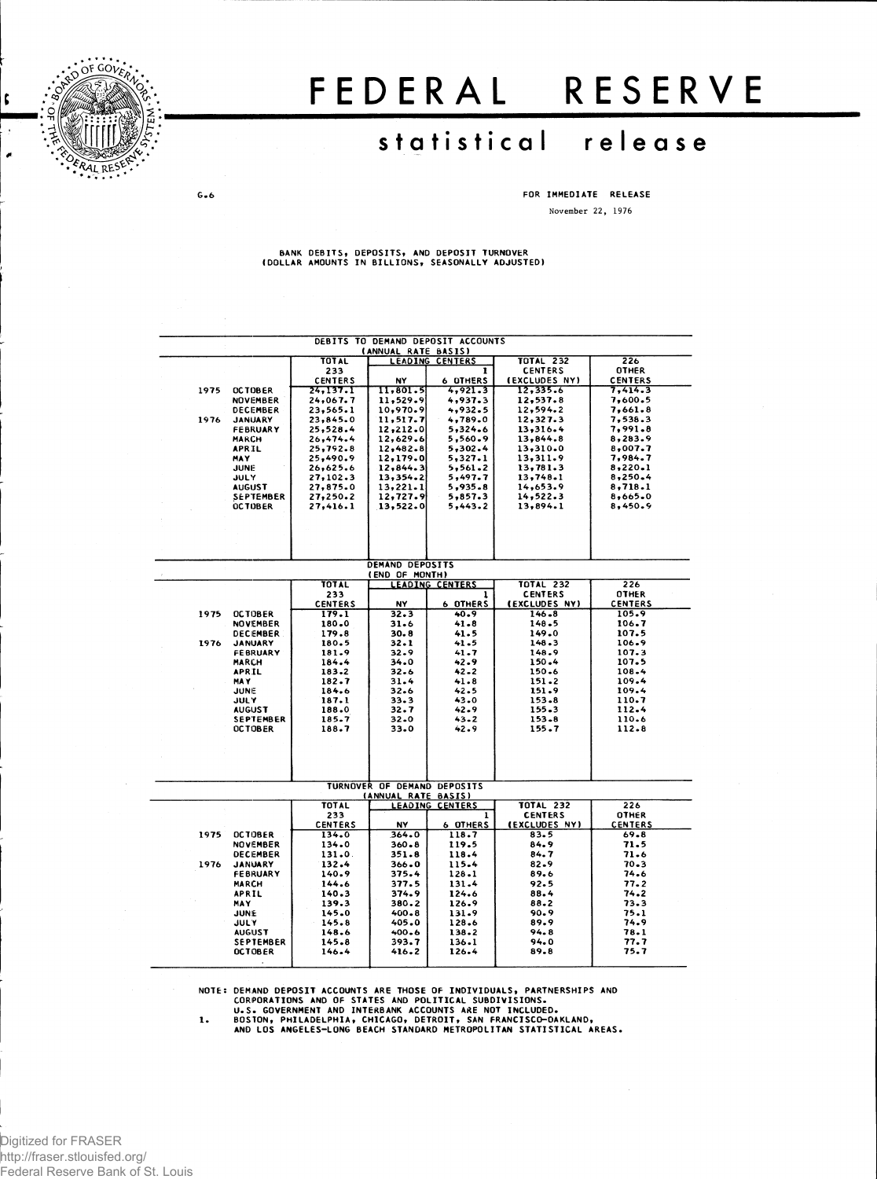# FEDERAL RESERVE

## statistical release

G.6

FOR IMMEDIATE RELEASE

November 22, 1976

BANK DEBITS, DEPOSITS, AND DEPOSIT TURNOVER
(DOLLAR AMOUNTS IN BILLIONS, SEASONALLY ADJUSTED)

**DEBITS TO DEMAND DEPOSIT ACCOUNTS (ANNUAL RATE BASIS)**

| | | TOTAL 233 CENTERS | LEADING CENTERS NY | LEADING CENTERS 1 6 OTHERS | TOTAL 232 CENTERS (EXCLUDES NY) | 226 OTHER CENTERS |
|---|---|---|---|---|---|---|
| 1975 | OCTOBER | 24,137.1 | 11,801.5 | 4,921.3 | 12,335.6 | 7,414.3 |
| | NOVEMBER | 24,067.7 | 11,529.9 | 4,937.3 | 12,537.8 | 7,600.5 |
| | DECEMBER | 23,565.1 | 10,970.9 | 4,932.5 | 12,594.2 | 7,661.8 |
| 1976 | JANUARY | 23,845.0 | 11,517.7 | 4,789.0 | 12,327.3 | 7,538.3 |
| | FEBRUARY | 25,528.4 | 12,212.0 | 5,324.6 | 13,316.4 | 7,991.8 |
| | MARCH | 26,474.4 | 12,629.6 | 5,560.9 | 13,844.8 | 8,283.9 |
| | APRIL | 25,792.8 | 12,482.8 | 5,302.4 | 13,310.0 | 8,007.7 |
| | MAY | 25,490.9 | 12,179.0 | 5,327.1 | 13,311.9 | 7,984.7 |
| | JUNE | 26,625.6 | 12,844.3 | 5,561.2 | 13,781.3 | 8,220.1 |
| | JULY | 27,102.3 | 13,354.2 | 5,497.7 | 13,748.1 | 8,250.4 |
| | AUGUST | 27,875.0 | 13,221.1 | 5,935.8 | 14,653.9 | 8,718.1 |
| | SEPTEMBER | 27,250.2 | 12,727.9 | 5,857.3 | 14,522.3 | 8,665.0 |
| | OCTOBER | 27,416.1 | 13,522.0 | 5,443.2 | 13,894.1 | 8,450.9 |

**DEMAND DEPOSITS (END OF MONTH)**

| | | TOTAL 233 CENTERS | LEADING CENTERS NY | LEADING CENTERS 1 6 OTHERS | TOTAL 232 CENTERS (EXCLUDES NY) | 226 OTHER CENTERS |
|---|---|---|---|---|---|---|
| 1975 | OCTOBER | 179.1 | 32.3 | 40.9 | 146.8 | 105.9 |
| | NOVEMBER | 180.0 | 31.6 | 41.8 | 148.5 | 106.7 |
| | DECEMBER | 179.8 | 30.8 | 41.5 | 149.0 | 107.5 |
| 1976 | JANUARY | 180.5 | 32.1 | 41.5 | 148.3 | 106.9 |
| | FEBRUARY | 181.9 | 32.9 | 41.7 | 148.9 | 107.3 |
| | MARCH | 184.4 | 34.0 | 42.9 | 150.4 | 107.5 |
| | APRIL | 183.2 | 32.6 | 42.2 | 150.6 | 108.4 |
| | MAY | 182.7 | 31.4 | 41.8 | 151.2 | 109.4 |
| | JUNE | 184.6 | 32.6 | 42.5 | 151.9 | 109.4 |
| | JULY | 187.1 | 33.3 | 43.0 | 153.8 | 110.7 |
| | AUGUST | 188.0 | 32.7 | 42.9 | 155.3 | 112.4 |
| | SEPTEMBER | 185.7 | 32.0 | 43.2 | 153.8 | 110.6 |
| | OCTOBER | 188.7 | 33.0 | 42.9 | 155.7 | 112.8 |

**TURNOVER OF DEMAND DEPOSITS (ANNUAL RATE BASIS)**

| | | TOTAL 233 CENTERS | LEADING CENTERS NY | LEADING CENTERS 1 6 OTHERS | TOTAL 232 CENTERS (EXCLUDES NY) | 226 OTHER CENTERS |
|---|---|---|---|---|---|---|
| 1975 | OCTOBER | 134.0 | 364.0 | 118.7 | 83.5 | 69.8 |
| | NOVEMBER | 134.0 | 360.8 | 119.5 | 84.9 | 71.5 |
| | DECEMBER | 131.0 | 351.8 | 118.4 | 84.7 | 71.6 |
| 1976 | JANUARY | 132.4 | 366.0 | 115.4 | 82.9 | 70.3 |
| | FEBRUARY | 140.9 | 375.4 | 128.1 | 89.6 | 74.6 |
| | MARCH | 144.6 | 377.5 | 131.4 | 92.5 | 77.2 |
| | APRIL | 140.3 | 374.9 | 124.6 | 88.4 | 74.2 |
| | MAY | 139.3 | 380.2 | 126.9 | 88.2 | 73.3 |
| | JUNE | 145.0 | 400.8 | 131.9 | 90.9 | 75.1 |
| | JULY | 145.8 | 405.0 | 128.6 | 89.9 | 74.9 |
| | AUGUST | 148.6 | 400.6 | 138.2 | 94.8 | 78.1 |
| | SEPTEMBER | 145.8 | 393.7 | 136.1 | 94.0 | 77.7 |
| | OCTOBER | 146.4 | 416.2 | 126.4 | 89.8 | 75.7 |

NOTE: DEMAND DEPOSIT ACCOUNTS ARE THOSE OF INDIVIDUALS, PARTNERSHIPS AND CORPORATIONS AND OF STATES AND POLITICAL SUBDIVISIONS. U.S. GOVERNMENT AND INTERBANK ACCOUNTS ARE NOT INCLUDED.

1. BOSTON, PHILADELPHIA, CHICAGO, DETROIT, SAN FRANCISCO-OAKLAND, AND LOS ANGELES-LONG BEACH STANDARD METROPOLITAN STATISTICAL AREAS.

Digitized for FRASER
http://fraser.stlouisfed.org/
Federal Reserve Bank of St. Louis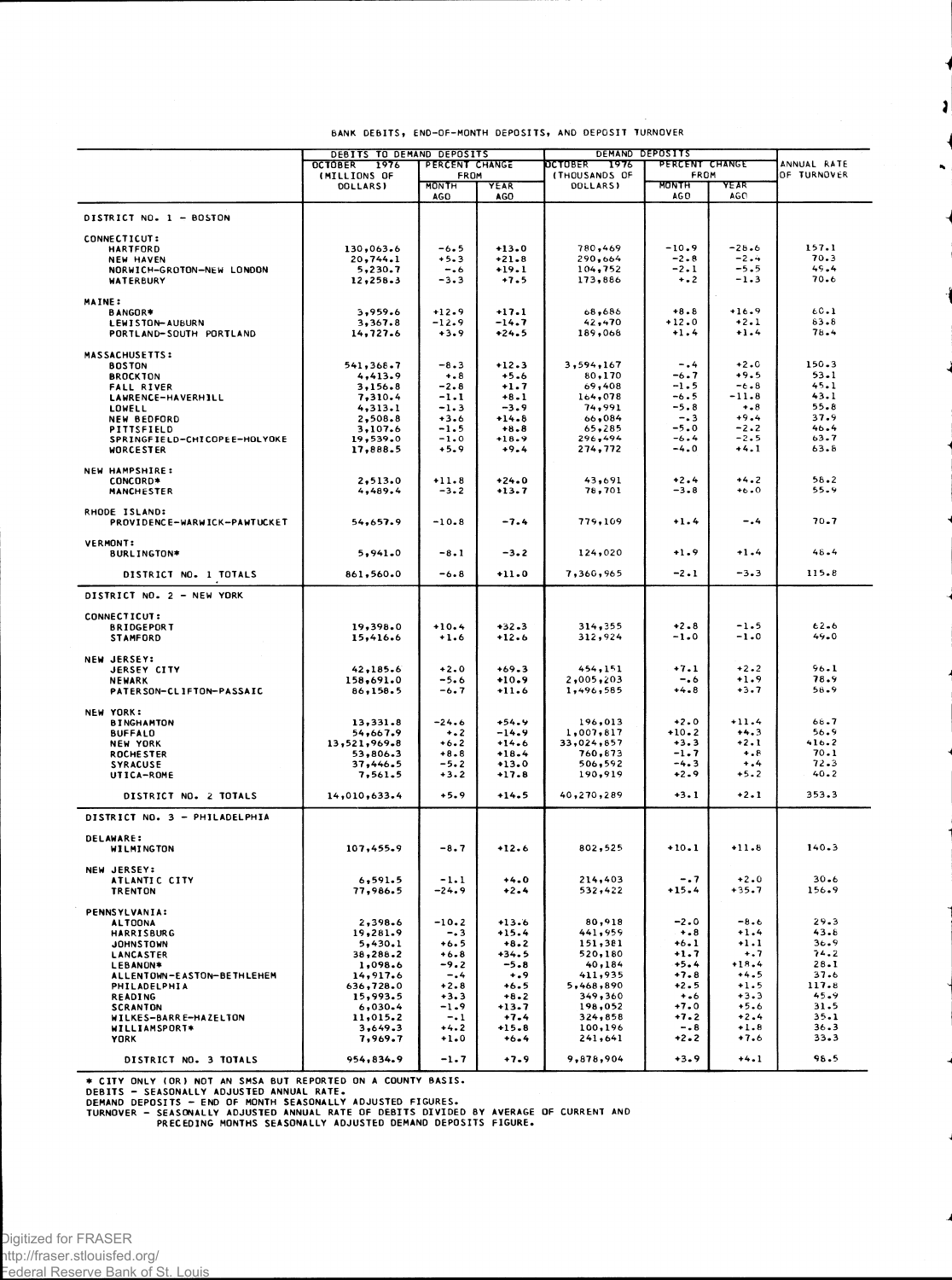BANK DEBITS, END-OF-MONTH DEPOSITS, AND DEPOSIT TURNOVER

| | DEBITS TO DEMAND DEPOSITS | | | DEMAND DEPOSITS | | | ANNUAL RATE OF TURNOVER |
|---|---|---|---|---|---|---|---|
| | OCTOBER 1976 (MILLIONS OF DOLLARS) | PERCENT CHANGE FROM | | OCTOBER 1976 (THOUSANDS OF DOLLARS) | PERCENT CHANGE FROM | | |
| | | MONTH AGO | YEAR AGO | | MONTH AGO | YEAR AGO | |
| **DISTRICT NO. 1 - BOSTON** | | | | | | | |
| CONNECTICUT: | | | | | | | |
| HARTFORD | 130,063.6 | -6.5 | +13.0 | 780,469 | -10.9 | -28.6 | 157.1 |
| NEW HAVEN | 20,744.1 | +5.3 | +21.8 | 290,664 | -2.8 | -2.4 | 70.3 |
| NORWICH-GROTON-NEW LONDON | 5,230.7 | -.6 | +19.1 | 104,752 | -2.1 | -5.5 | 49.4 |
| WATERBURY | 12,258.3 | -3.3 | +7.5 | 173,886 | +.2 | -1.3 | 70.6 |
| MAINE: | | | | | | | |
| BANGOR* | 3,959.6 | +12.9 | +17.1 | 68,686 | +8.8 | +16.9 | 60.1 |
| LEWISTON-AUBURN | 3,367.8 | -12.9 | -14.7 | 42,470 | +12.0 | +2.1 | 83.8 |
| PORTLAND-SOUTH PORTLAND | 14,727.6 | +3.9 | +24.5 | 189,068 | +1.4 | +1.4 | 78.4 |
| MASSACHUSETTS: | | | | | | | |
| BOSTON | 541,368.7 | -8.3 | +12.3 | 3,594,167 | -.4 | +2.0 | 150.3 |
| BROCKTON | 4,413.9 | +.8 | +5.6 | 80,170 | -6.7 | +9.5 | 53.1 |
| FALL RIVER | 3,156.8 | -2.8 | +1.7 | 69,408 | -1.5 | -6.8 | 45.1 |
| LAWRENCE-HAVERHILL | 7,310.4 | -1.1 | +8.1 | 164,078 | -6.5 | -11.8 | 43.1 |
| LOWELL | 4,313.1 | -1.3 | -3.9 | 74,991 | -5.8 | +.8 | 55.8 |
| NEW BEDFORD | 2,508.8 | +3.6 | +14.8 | 66,084 | -.3 | +9.4 | 37.9 |
| PITTSFIELD | 3,107.6 | -1.5 | +8.8 | 65,285 | -5.0 | -2.2 | 46.4 |
| SPRINGFIELD-CHICOPEE-HOLYOKE | 19,539.0 | -1.0 | +18.9 | 296,494 | -6.4 | -2.5 | 63.7 |
| WORCESTER | 17,888.5 | +5.9 | +9.4 | 274,772 | -4.0 | +4.1 | 63.8 |
| NEW HAMPSHIRE: | | | | | | | |
| CONCORD* | 2,513.0 | +11.8 | +24.0 | 43,691 | +2.4 | +4.2 | 58.2 |
| MANCHESTER | 4,489.4 | -3.2 | +13.7 | 78,701 | -3.8 | +6.0 | 55.9 |
| RHODE ISLAND: | | | | | | | |
| PROVIDENCE-WARWICK-PAWTUCKET | 54,657.9 | -10.8 | -7.4 | 779,109 | +1.4 | -.4 | 70.7 |
| VERMONT: | | | | | | | |
| BURLINGTON* | 5,941.0 | -8.1 | -3.2 | 124,020 | +1.9 | +1.4 | 48.4 |
| DISTRICT NO. 1 TOTALS | 861,560.0 | -6.8 | +11.0 | 7,360,965 | -2.1 | -3.3 | 115.8 |
| **DISTRICT NO. 2 - NEW YORK** | | | | | | | |
| CONNECTICUT: | | | | | | | |
| BRIDGEPORT | 19,398.0 | +10.4 | +32.3 | 314,355 | +2.8 | -1.5 | 62.6 |
| STAMFORD | 15,416.6 | +1.6 | +12.6 | 312,924 | -1.0 | -1.0 | 49.0 |
| NEW JERSEY: | | | | | | | |
| JERSEY CITY | 42,185.6 | +2.0 | +69.3 | 454,151 | +7.1 | +2.2 | 96.1 |
| NEWARK | 158,691.0 | -5.6 | +10.9 | 2,005,203 | -.6 | +1.9 | 78.9 |
| PATERSON-CLIFTON-PASSAIC | 86,158.5 | -6.7 | +11.6 | 1,496,585 | +4.8 | +3.7 | 58.9 |
| NEW YORK: | | | | | | | |
| BINGHAMTON | 13,331.8 | -24.6 | +54.9 | 196,013 | +2.0 | +11.4 | 68.7 |
| BUFFALO | 54,667.9 | +.2 | -14.9 | 1,007,817 | +10.2 | +4.3 | 56.9 |
| NEW YORK | 13,521,969.8 | +6.2 | +14.6 | 33,024,857 | +3.3 | +2.1 | 416.2 |
| ROCHESTER | 53,806.3 | +8.8 | +18.4 | 760,873 | -1.7 | +.8 | 70.1 |
| SYRACUSE | 37,446.5 | -5.2 | +13.0 | 506,592 | -4.3 | +.4 | 72.3 |
| UTICA-ROME | 7,561.5 | +3.2 | +17.8 | 190,919 | +2.9 | +5.2 | 40.2 |
| DISTRICT NO. 2 TOTALS | 14,010,633.4 | +5.9 | +14.5 | 40,270,289 | +3.1 | +2.1 | 353.3 |
| **DISTRICT NO. 3 - PHILADELPHIA** | | | | | | | |
| DELAWARE: | | | | | | | |
| WILMINGTON | 107,455.9 | -8.7 | +12.6 | 802,525 | +10.1 | +11.8 | 140.3 |
| NEW JERSEY: | | | | | | | |
| ATLANTIC CITY | 6,591.5 | -1.1 | +4.0 | 214,403 | -.7 | +2.0 | 30.6 |
| TRENTON | 77,986.5 | -24.9 | +2.4 | 532,422 | +15.4 | +35.7 | 156.9 |
| PENNSYLVANIA: | | | | | | | |
| ALTOONA | 2,398.6 | -10.2 | +13.6 | 80,918 | -2.0 | -8.6 | 29.3 |
| HARRISBURG | 19,281.9 | -.3 | +15.4 | 441,959 | +.8 | +1.4 | 43.8 |
| JOHNSTOWN | 5,430.1 | +6.5 | +8.2 | 151,381 | +6.1 | +1.1 | 36.9 |
| LANCASTER | 38,288.2 | +6.8 | +34.5 | 520,180 | +1.7 | +.7 | 74.2 |
| LEBANON* | 1,098.6 | -9.2 | -5.8 | 40,184 | +5.4 | +18.4 | 28.1 |
| ALLENTOWN-EASTON-BETHLEHEM | 14,917.6 | -.4 | +.9 | 411,935 | +7.8 | +4.5 | 37.6 |
| PHILADELPHIA | 636,728.0 | +2.8 | +6.5 | 5,468,890 | +2.5 | +1.5 | 117.8 |
| READING | 15,993.5 | +3.3 | +8.2 | 349,360 | +.6 | +3.3 | 45.9 |
| SCRANTON | 6,030.4 | -1.9 | +13.7 | 198,052 | +7.0 | +5.6 | 31.5 |
| WILKES-BARRE-HAZELTON | 11,015.2 | -.1 | +7.4 | 324,858 | +7.2 | +2.4 | 35.1 |
| WILLIAMSPORT* | 3,649.3 | +4.2 | +15.8 | 100,196 | -.8 | +1.8 | 36.3 |
| YORK | 7,969.7 | +1.0 | +6.4 | 241,641 | +2.2 | +7.6 | 33.3 |
| DISTRICT NO. 3 TOTALS | 954,834.9 | -1.7 | +7.9 | 9,878,904 | +3.9 | +4.1 | 98.5 |

* CITY ONLY (OR) NOT AN SMSA BUT REPORTED ON A COUNTY BASIS.
DEBITS - SEASONALLY ADJUSTED ANNUAL RATE.
DEMAND DEPOSITS - END OF MONTH SEASONALLY ADJUSTED FIGURES.
TURNOVER - SEASONALLY ADJUSTED ANNUAL RATE OF DEBITS DIVIDED BY AVERAGE OF CURRENT AND PRECEDING MONTHS SEASONALLY ADJUSTED DEMAND DEPOSITS FIGURE.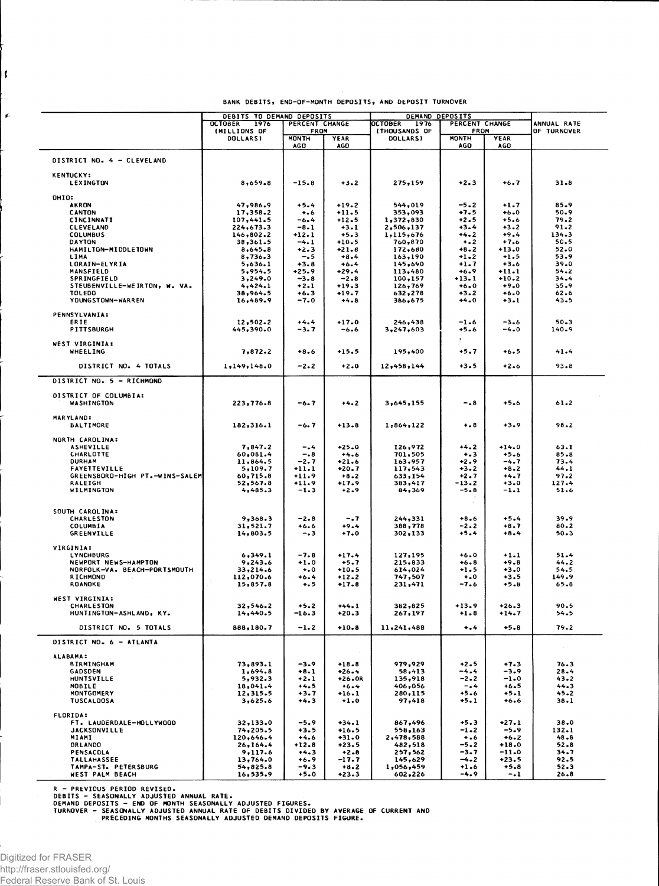BANK DEBITS, END-OF-MONTH DEPOSITS, AND DEPOSIT TURNOVER

| | DEBITS TO DEMAND DEPOSITS | | | DEMAND DEPOSITS | | | ANNUAL RATE OF TURNOVER |
|---|---|---|---|---|---|---|---|
| | OCTOBER 1976 (MILLIONS OF DOLLARS) | PERCENT CHANGE FROM | | OCTOBER 1976 (THOUSANDS OF DOLLARS) | PERCENT CHANGE FROM | | |
| | | MONTH AGO | YEAR AGO | | MONTH AGO | YEAR AGO | |
| DISTRICT NO. 4 - CLEVELAND | | | | | | | |
| KENTUCKY: | | | | | | | |
| LEXINGTON | 8,659.8 | -15.8 | +3.2 | 275,159 | +2.3 | +6.7 | 31.8 |
| OHIO: | | | | | | | |
| AKRON | 47,986.9 | +5.4 | +19.2 | 544,019 | -5.2 | +1.7 | 85.9 |
| CANTON | 17,358.2 | +.6 | +11.5 | 353,093 | +7.5 | +6.0 | 50.9 |
| CINCINNATI | 107,441.5 | -6.4 | +12.5 | 1,372,830 | +2.5 | +5.6 | 79.2 |
| CLEVELAND | 224,673.3 | -8.1 | +3.1 | 2,506,137 | +3.4 | +3.2 | 91.2 |
| COLUMBUS | 146,802.2 | +12.1 | +5.3 | 1,115,676 | +4.2 | +9.4 | 134.3 |
| DAYTON | 38,361.5 | -4.1 | +10.5 | 760,870 | +.2 | +7.6 | 50.5 |
| HAMILTON-MIDDLETOWN | 8,645.8 | +2.3 | +21.8 | 172,680 | +8.2 | +13.0 | 52.0 |
| LIMA | 8,736.3 | -.5 | +8.4 | 163,190 | +1.2 | +1.5 | 53.9 |
| LORAIN-ELYRIA | 5,636.1 | +3.8 | +6.4 | 145,690 | +1.7 | +3.6 | 39.0 |
| MANSFIELD | 5,954.5 | +25.9 | +29.4 | 113,480 | +6.9 | +11.1 | 54.2 |
| SPRINGFIELD | 3,249.0 | -3.8 | -2.8 | 100,157 | +13.1 | +10.2 | 34.4 |
| STEUBENVILLE-WEIRTON, W. VA. | 4,424.1 | +2.1 | +19.3 | 126,769 | +6.0 | +9.0 | 35.9 |
| TOLEDO | 38,964.5 | +6.3 | +19.7 | 632,278 | +3.2 | +6.0 | 62.6 |
| YOUNGSTOWN-WARREN | 16,489.9 | -7.0 | +4.8 | 386,675 | +4.0 | +3.1 | 43.5 |
| PENNSYLVANIA: | | | | | | | |
| ERIE | 12,502.2 | +4.4 | +17.0 | 246,438 | -1.6 | -3.6 | 50.3 |
| PITTSBURGH | 445,390.0 | -3.7 | -6.6 | 3,247,603 | +5.6 | -4.0 | 140.9 |
| WEST VIRGINIA: | | | | | | | |
| WHEELING | 7,872.2 | +8.6 | +15.5 | 195,400 | +5.7 | +6.5 | 41.4 |
| DISTRICT NO. 4 TOTALS | 1,149,148.0 | -2.2 | +2.0 | 12,458,144 | +3.5 | +2.6 | 93.8 |
| DISTRICT NO. 5 - RICHMOND | | | | | | | |
| DISTRICT OF COLUMBIA: | | | | | | | |
| WASHINGTON | 223,776.8 | -6.7 | +4.2 | 3,645,155 | -.8 | +5.6 | 61.2 |
| MARYLAND: | | | | | | | |
| BALTIMORE | 182,316.1 | -6.7 | +13.8 | 1,864,122 | +.8 | +3.9 | 98.2 |
| NORTH CAROLINA: | | | | | | | |
| ASHEVILLE | 7,847.2 | -.4 | +25.0 | 126,972 | +4.2 | +14.0 | 63.1 |
| CHARLOTTE | 60,081.4 | -.8 | +4.6 | 701,505 | +.3 | +5.6 | 85.8 |
| DURHAM | 11,864.5 | -2.7 | +21.6 | 163,957 | +2.9 | -4.7 | 73.4 |
| FAYETTEVILLE | 5,109.7 | +11.1 | +20.7 | 117,543 | +3.2 | +8.2 | 44.1 |
| GREENSBORO-HIGH PT.-WINS-SALEM | 60,715.8 | +11.9 | +8.2 | 633,154 | +2.7 | +4.7 | 97.2 |
| RALEIGH | 52,567.8 | +11.9 | +17.9 | 383,417 | -13.2 | +3.0 | 127.4 |
| WILMINGTON | 4,485.3 | -1.3 | +2.9 | 84,369 | -5.8 | -1.1 | 51.6 |
| SOUTH CAROLINA: | | | | | | | |
| CHARLESTON | 9,368.3 | -2.8 | -.7 | 244,331 | +8.6 | +5.4 | 39.9 |
| COLUMBIA | 31,521.7 | +6.6 | +9.4 | 388,778 | -2.2 | +8.7 | 80.2 |
| GREENVILLE | 14,803.5 | -.3 | +7.0 | 302,133 | +5.4 | +8.4 | 50.3 |
| VIRGINIA: | | | | | | | |
| LYNCHBURG | 6,349.1 | -7.8 | +17.4 | 127,195 | +6.0 | +1.1 | 51.4 |
| NEWPORT NEWS-HAMPTON | 9,243.6 | +1.0 | +5.7 | 215,833 | +6.8 | +9.8 | 44.2 |
| NORFOLK-VA. BEACH-PORTSMOUTH | 33,214.6 | +.0 | +10.5 | 614,024 | +1.5 | +3.0 | 54.5 |
| RICHMOND | 112,070.6 | +6.4 | +12.2 | 747,507 | +.0 | +3.5 | 149.9 |
| ROANOKE | 15,857.8 | +.5 | +17.8 | 231,471 | -7.6 | +5.8 | 65.8 |
| WEST VIRGINIA: | | | | | | | |
| CHARLESTON | 32,546.2 | +5.2 | +44.1 | 382,825 | +13.9 | +26.3 | 90.5 |
| HUNTINGTON-ASHLAND, KY. | 14,440.5 | -16.3 | +20.3 | 267,197 | +1.8 | +14.7 | 54.5 |
| DISTRICT NO. 5 TOTALS | 888,180.7 | -1.2 | +10.8 | 11,241,488 | +.4 | +5.8 | 79.2 |
| DISTRICT NO. 6 - ATLANTA | | | | | | | |
| ALABAMA: | | | | | | | |
| BIRMINGHAM | 73,893.1 | -3.9 | +18.8 | 979,929 | +2.5 | +7.3 | 76.3 |
| GADSDEN | 1,694.8 | +8.1 | +26.4 | 58,413 | -4.4 | -3.9 | 28.4 |
| HUNTSVILLE | 5,932.3 | +2.1 | +26.0R | 135,918 | -2.2 | -1.0 | 43.2 |
| MOBILE | 18,041.4 | +4.5 | +6.4 | 406,056 | -.4 | +6.5 | 44.3 |
| MONTGOMERY | 12,315.5 | +3.7 | +16.1 | 280,115 | +5.6 | +5.1 | 45.2 |
| TUSCALOOSA | 3,625.6 | +4.3 | +1.0 | 97,418 | +5.1 | +6.6 | 38.1 |
| FLORIDA: | | | | | | | |
| FT. LAUDERDALE-HOLLYWOOD | 32,133.0 | -5.9 | +34.1 | 867,496 | +5.3 | +27.1 | 38.0 |
| JACKSONVILLE | 74,205.5 | +3.5 | +16.5 | 558,163 | -1.2 | -5.9 | 132.1 |
| MIAMI | 120,646.4 | +4.6 | +31.0 | 2,478,588 | +.6 | +6.2 | 48.8 |
| ORLANDO | 26,164.4 | +12.8 | +23.5 | 482,518 | -5.2 | +18.0 | 52.8 |
| PENSACOLA | 9,117.6 | +4.3 | +2.8 | 257,562 | -3.7 | -11.0 | 34.7 |
| TALLAHASSEE | 13,764.0 | +6.9 | -17.7 | 145,629 | -4.2 | +23.5 | 92.5 |
| TAMPA-ST. PETERSBURG | 54,825.8 | -9.3 | +8.2 | 1,056,459 | +1.6 | +5.8 | 52.3 |
| WEST PALM BEACH | 16,535.9 | +5.0 | +23.3 | 602,226 | -4.9 | -.1 | 26.8 |

R - PREVIOUS PERIOD REVISED.
DEBITS - SEASONALLY ADJUSTED ANNUAL RATE.
DEMAND DEPOSITS - END OF MONTH SEASONALLY ADJUSTED FIGURES.
TURNOVER - SEASONALLY ADJUSTED ANNUAL RATE OF DEBITS DIVIDED BY AVERAGE OF CURRENT AND PRECEDING MONTHS SEASONALLY ADJUSTED DEMAND DEPOSITS FIGURE.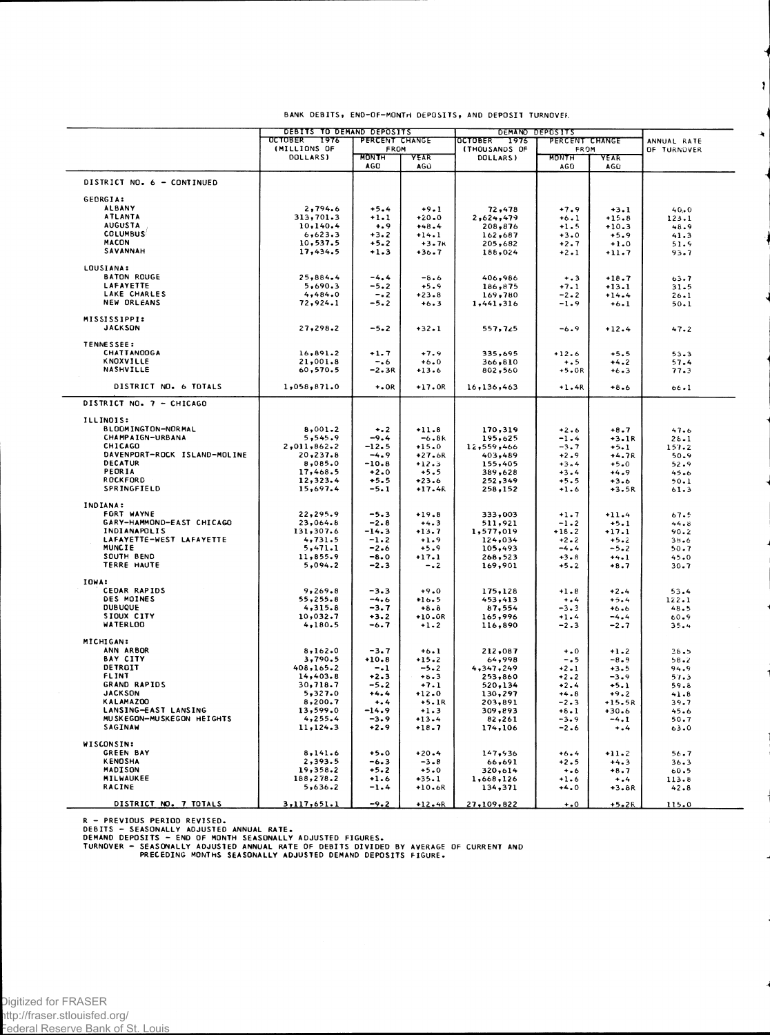BANK DEBITS, END-OF-MONTH DEPOSITS, AND DEPOSIT TURNOVER

| | DEBITS TO DEMAND DEPOSITS | | | DEMAND DEPOSITS | | | ANNUAL RATE OF TURNOVER |
|---|---|---|---|---|---|---|---|
| | OCTOBER 1976 (MILLIONS OF DOLLARS) | PERCENT CHANGE FROM | | OCTOBER 1976 (THOUSANDS OF DOLLARS) | PERCENT CHANGE FROM | | |
| | | MONTH AGO | YEAR AGO | | MONTH AGO | YEAR AGO | |
| **DISTRICT NO. 6 - CONTINUED** | | | | | | | |
| **GEORGIA:** | | | | | | | |
| ALBANY | 2,794.6 | +5.4 | +9.1 | 72,478 | +7.9 | +3.1 | 40.0 |
| ATLANTA | 313,701.3 | +1.1 | +20.0 | 2,624,479 | +6.1 | +15.8 | 123.1 |
| AUGUSTA | 10,140.4 | +.9 | +48.4 | 208,876 | +1.5 | +10.3 | 48.9 |
| COLUMBUS | 6,623.3 | +3.2 | +14.1 | 162,687 | +3.0 | +5.9 | 41.3 |
| MACON | 10,537.5 | +5.2 | +3.7R | 205,682 | +2.7 | +1.0 | 51.9 |
| SAVANNAH | 17,434.5 | +1.3 | +36.7 | 188,024 | +2.1 | +11.7 | 93.7 |
| **LOUISIANA:** | | | | | | | |
| BATON ROUGE | 25,884.4 | -4.4 | -8.6 | 406,986 | +.3 | +18.7 | 63.7 |
| LAFAYETTE | 5,690.3 | -5.2 | +5.9 | 186,875 | +7.1 | +13.1 | 31.5 |
| LAKE CHARLES | 4,484.0 | -.2 | +23.8 | 169,780 | -2.2 | +14.4 | 26.1 |
| NEW ORLEANS | 72,924.1 | -5.2 | +6.3 | 1,441,316 | -1.9 | +6.1 | 50.1 |
| **MISSISSIPPI:** | | | | | | | |
| JACKSON | 27,298.2 | -5.2 | +32.1 | 557,725 | -6.9 | +12.4 | 47.2 |
| **TENNESSEE:** | | | | | | | |
| CHATTANOOGA | 16,891.2 | +1.7 | +7.9 | 335,695 | +12.6 | +5.5 | 53.3 |
| KNOXVILLE | 21,001.8 | -.6 | +6.0 | 366,810 | +.5 | +4.2 | 57.4 |
| NASHVILLE | 60,570.5 | -2.3R | +13.6 | 802,560 | +5.0R | +6.3 | 77.3 |
| DISTRICT NO. 6 TOTALS | 1,058,871.0 | +.0R | +17.0R | 16,136,463 | +1.4R | +8.6 | 66.1 |
| **DISTRICT NO. 7 - CHICAGO** | | | | | | | |
| **ILLINOIS:** | | | | | | | |
| BLOOMINGTON-NORMAL | 8,001.2 | +.2 | +11.8 | 170,319 | +2.6 | +8.7 | 47.6 |
| CHAMPAIGN-URBANA | 5,545.9 | -9.4 | -6.8R | 195,625 | -1.4 | +3.1R | 28.1 |
| CHICAGO | 2,011,862.2 | -12.5 | +15.0 | 12,559,466 | -3.7 | +5.1 | 157.2 |
| DAVENPORT-ROCK ISLAND-MOLINE | 20,237.8 | -4.9 | +27.6R | 403,489 | +2.9 | +4.7R | 50.9 |
| DECATUR | 8,085.0 | -10.8 | +12.3 | 155,405 | +3.4 | +5.0 | 52.9 |
| PEORIA | 17,468.5 | +2.0 | +5.5 | 389,628 | +3.4 | +4.9 | 45.6 |
| ROCKFORD | 12,323.4 | +5.5 | +23.6 | 252,349 | +5.5 | +3.6 | 50.1 |
| SPRINGFIELD | 15,697.4 | -5.1 | +17.4R | 258,152 | +1.6 | +3.5R | 61.3 |
| **INDIANA:** | | | | | | | |
| FORT WAYNE | 22,295.9 | -5.3 | +19.8 | 333,003 | +1.7 | +11.4 | 67.5 |
| GARY-HAMMOND-EAST CHICAGO | 23,064.8 | -2.8 | +4.3 | 511,921 | -1.2 | +5.1 | 44.8 |
| INDIANAPOLIS | 131,307.6 | -14.3 | +13.7 | 1,577,019 | +18.2 | +17.1 | 90.2 |
| LAFAYETTE-WEST LAFAYETTE | 4,731.5 | -1.2 | +1.9 | 124,034 | +2.2 | +5.2 | 38.6 |
| MUNCIE | 5,471.1 | -2.6 | +5.9 | 105,493 | -4.4 | -5.2 | 50.7 |
| SOUTH BEND | 11,855.9 | -8.0 | +17.1 | 268,523 | +3.8 | +4.1 | 45.0 |
| TERRE HAUTE | 5,094.2 | -2.3 | -.2 | 169,901 | +5.2 | +8.7 | 30.7 |
| **IOWA:** | | | | | | | |
| CEDAR RAPIDS | 9,269.8 | -3.3 | +9.0 | 175,128 | +1.8 | +2.4 | 53.4 |
| DES MOINES | 55,255.8 | -4.6 | +16.5 | 453,413 | +.4 | +5.4 | 122.1 |
| DUBUQUE | 4,315.8 | -3.7 | +8.8 | 87,554 | -3.3 | +6.6 | 48.5 |
| SIOUX CITY | 10,032.7 | +3.2 | +10.0R | 165,996 | +1.4 | -4.4 | 60.9 |
| WATERLOO | 4,180.5 | -6.7 | +1.2 | 116,890 | -2.3 | -2.7 | 35.4 |
| **MICHIGAN:** | | | | | | | |
| ANN ARBOR | 8,162.0 | -3.7 | +6.1 | 212,087 | +.0 | +1.2 | 38.5 |
| BAY CITY | 3,790.5 | +10.8 | +15.2 | 64,998 | -.5 | -8.9 | 58.2 |
| DETROIT | 408,165.2 | -.1 | -5.2 | 4,347,249 | +2.1 | +3.5 | 94.9 |
| FLINT | 14,403.8 | +2.3 | +6.3 | 253,860 | +2.2 | -3.9 | 57.3 |
| GRAND RAPIDS | 30,718.7 | -5.2 | +7.1 | 520,134 | +2.4 | +5.1 | 59.8 |
| JACKSON | 5,327.0 | +4.4 | +12.0 | 130,297 | +4.8 | +9.2 | 41.8 |
| KALAMAZOO | 8,200.7 | +.4 | +5.1R | 203,891 | -2.3 | +15.5R | 39.7 |
| LANSING-EAST LANSING | 13,599.0 | -14.9 | +1.3 | 309,893 | +8.1 | +30.6 | 45.6 |
| MUSKEGON-MUSKEGON HEIGHTS | 4,255.4 | -3.9 | +13.4 | 82,261 | -3.9 | -4.1 | 50.7 |
| SAGINAW | 11,124.3 | +2.9 | +18.7 | 174,106 | -2.6 | +.4 | 63.0 |
| **WISCONSIN:** | | | | | | | |
| GREEN BAY | 8,141.6 | +5.0 | +20.4 | 147,936 | +6.4 | +11.2 | 56.7 |
| KENOSHA | 2,393.5 | -6.3 | -3.8 | 66,691 | +2.5 | +4.3 | 36.3 |
| MADISON | 19,358.2 | +5.2 | +5.0 | 320,614 | +.6 | +8.7 | 60.5 |
| MILWAUKEE | 188,278.2 | +1.6 | +35.1 | 1,668,126 | +1.6 | +.4 | 113.8 |
| RACINE | 5,636.2 | -1.4 | +10.6R | 134,371 | +4.0 | +3.8R | 42.8 |
| DISTRICT NO. 7 TOTALS | 3,117,651.1 | -9.2 | +12.4R | 27,109,822 | +.0 | +5.2R | 115.0 |

R - PREVIOUS PERIOD REVISED.
DEBITS - SEASONALLY ADJUSTED ANNUAL RATE.
DEMAND DEPOSITS - END OF MONTH SEASONALLY ADJUSTED FIGURES.
TURNOVER - SEASONALLY ADJUSTED ANNUAL RATE OF DEBITS DIVIDED BY AVERAGE OF CURRENT AND PRECEDING MONTHS SEASONALLY ADJUSTED DEMAND DEPOSITS FIGURE.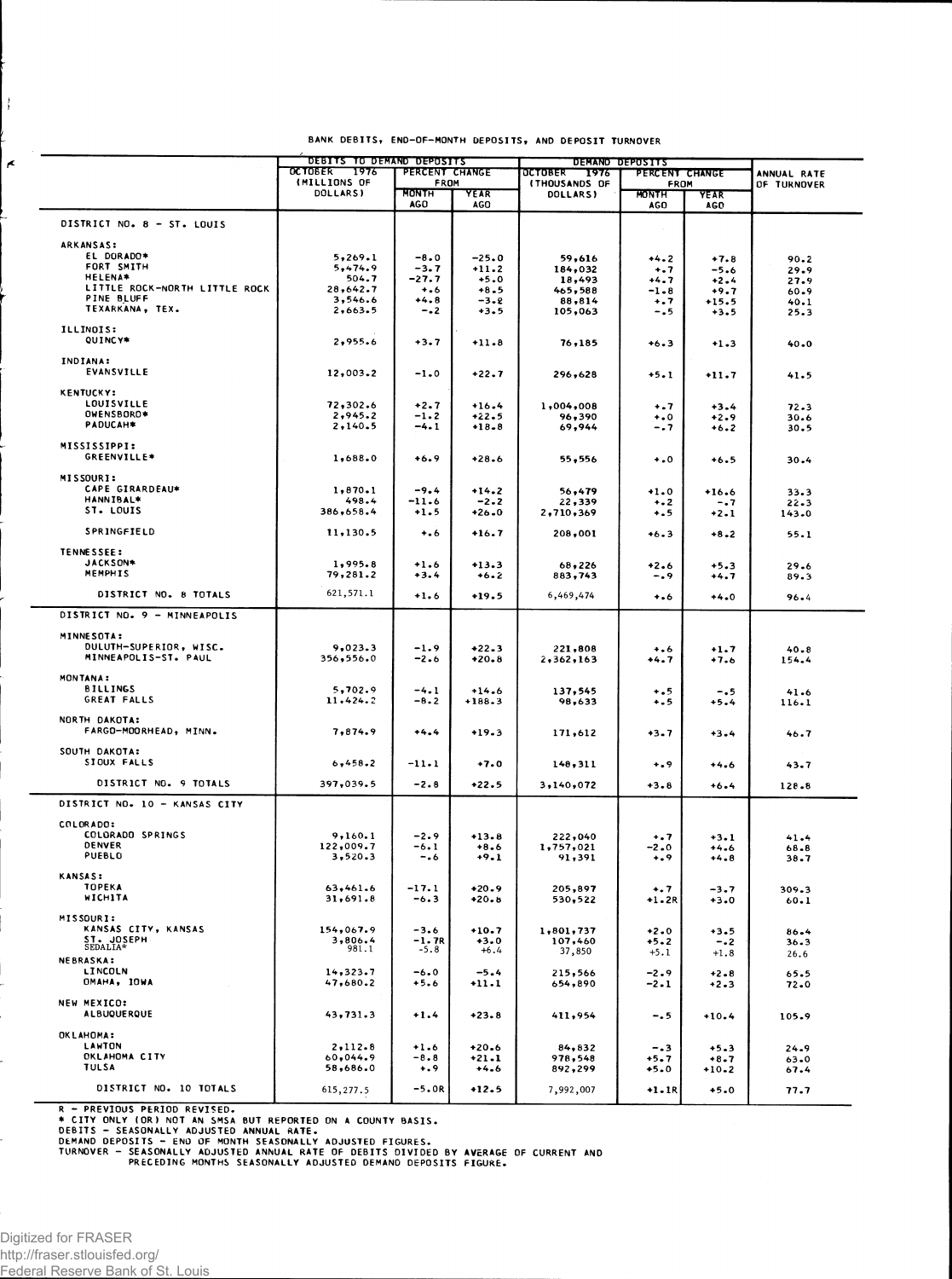BANK DEBITS, END-OF-MONTH DEPOSITS, AND DEPOSIT TURNOVER

| | DEBITS TO DEMAND DEPOSITS | | | DEMAND DEPOSITS | | | ANNUAL RATE OF TURNOVER |
|---|---|---|---|---|---|---|---|
| | OCTOBER 1976 (MILLIONS OF DOLLARS) | PERCENT CHANGE FROM | | OCTOBER 1976 (THOUSANDS OF DOLLARS) | PERCENT CHANGE FROM | | |
| | | MONTH AGO | YEAR AGO | | MONTH AGO | YEAR AGO | |
| **DISTRICT NO. 8 - ST. LOUIS** | | | | | | | |
| ARKANSAS: | | | | | | | |
| EL DORADO* | 5,269.1 | -8.0 | -25.0 | 59,616 | +4.2 | +7.8 | 90.2 |
| FORT SMITH | 5,474.9 | -3.7 | +11.2 | 184,032 | +.7 | -5.6 | 29.9 |
| HELENA* | 504.7 | -27.7 | +5.0 | 18,493 | +4.7 | +2.4 | 27.9 |
| LITTLE ROCK-NORTH LITTLE ROCK | 28,642.7 | +.6 | +8.5 | 465,588 | -1.8 | +9.7 | 60.9 |
| PINE BLUFF | 3,546.6 | +4.8 | -3.2 | 88,814 | +.7 | +15.5 | 40.1 |
| TEXARKANA, TEX. | 2,663.5 | -.2 | +3.5 | 105,063 | -.5 | +3.5 | 25.3 |
| ILLINOIS: | | | | | | | |
| QUINCY* | 2,955.6 | +3.7 | +11.8 | 76,185 | +6.3 | +1.3 | 40.0 |
| INDIANA: | | | | | | | |
| EVANSVILLE | 12,003.2 | -1.0 | +22.7 | 296,628 | +5.1 | +11.7 | 41.5 |
| KENTUCKY: | | | | | | | |
| LOUISVILLE | 72,302.6 | +2.7 | +16.4 | 1,004,008 | +.7 | +3.4 | 72.3 |
| OWENSBORO* | 2,945.2 | -1.2 | +22.5 | 96,390 | +.0 | +2.9 | 30.6 |
| PADUCAH* | 2,140.5 | -4.1 | +18.8 | 69,944 | -.7 | +6.2 | 30.5 |
| MISSISSIPPI: | | | | | | | |
| GREENVILLE* | 1,688.0 | +6.9 | +28.6 | 55,556 | +.0 | +6.5 | 30.4 |
| MISSOURI: | | | | | | | |
| CAPE GIRARDEAU* | 1,870.1 | -9.4 | +14.2 | 56,479 | +1.0 | +16.6 | 33.3 |
| HANNIBAL* | 498.4 | -11.6 | -2.2 | 22,339 | +.2 | -.7 | 22.3 |
| ST. LOUIS | 386,658.4 | +1.5 | +26.0 | 2,710,369 | +.5 | +2.1 | 143.0 |
| SPRINGFIELD | 11,130.5 | +.6 | +16.7 | 208,001 | +6.3 | +8.2 | 55.1 |
| TENNESSEE: | | | | | | | |
| JACKSON* | 1,995.8 | +1.6 | +13.3 | 68,226 | +2.6 | +5.3 | 29.6 |
| MEMPHIS | 79,281.2 | +3.4 | +6.2 | 883,743 | -.9 | +4.7 | 89.3 |
| DISTRICT NO. 8 TOTALS | 621,571.1 | +1.6 | +19.5 | 6,469,474 | +.6 | +4.0 | 96.4 |
| **DISTRICT NO. 9 - MINNEAPOLIS** | | | | | | | |
| MINNESOTA: | | | | | | | |
| DULUTH-SUPERIOR, WISC. | 9,023.3 | -1.9 | +22.3 | 221,808 | +.6 | +1.7 | 40.8 |
| MINNEAPOLIS-ST. PAUL | 356,556.0 | -2.6 | +20.8 | 2,362,163 | +4.7 | +7.6 | 154.4 |
| MONTANA: | | | | | | | |
| BILLINGS | 5,702.9 | -4.1 | +14.6 | 137,545 | +.5 | -.5 | 41.6 |
| GREAT FALLS | 11,424.2 | -8.2 | +188.3 | 98,633 | +.5 | +5.4 | 116.1 |
| NORTH DAKOTA: | | | | | | | |
| FARGO-MOORHEAD, MINN. | 7,874.9 | +4.4 | +19.3 | 171,612 | +3.7 | +3.4 | 46.7 |
| SOUTH DAKOTA: | | | | | | | |
| SIOUX FALLS | 6,458.2 | -11.1 | +7.0 | 148,311 | +.9 | +4.6 | 43.7 |
| DISTRICT NO. 9 TOTALS | 397,039.5 | -2.8 | +22.5 | 3,140,072 | +3.8 | +6.4 | 128.8 |
| **DISTRICT NO. 10 - KANSAS CITY** | | | | | | | |
| COLORADO: | | | | | | | |
| COLORADO SPRINGS | 9,160.1 | -2.9 | +13.8 | 222,040 | +.7 | +3.1 | 41.4 |
| DENVER | 122,009.7 | -6.1 | +8.6 | 1,757,021 | -2.0 | +4.6 | 68.8 |
| PUEBLO | 3,520.3 | -.6 | +9.1 | 91,391 | +.9 | +4.8 | 38.7 |
| KANSAS: | | | | | | | |
| TOPEKA | 63,461.6 | -17.1 | +20.9 | 205,897 | +.7 | -3.7 | 309.3 |
| WICHITA | 31,691.8 | -6.3 | +20.8 | 530,522 | +1.2R | +3.0 | 60.1 |
| MISSOURI: | | | | | | | |
| KANSAS CITY, KANSAS | 154,067.9 | -3.6 | +10.7 | 1,801,737 | +2.0 | +3.5 | 86.4 |
| ST. JOSEPH | 3,806.4 | -1.7R | +3.0 | 107,460 | +5.2 | -.2 | 36.3 |
| SEDALIA* | 981.1 | -5.8 | +6.4 | 37,850 | +5.1 | +1.8 | 26.6 |
| NEBRASKA: | | | | | | | |
| LINCOLN | 14,323.7 | -6.0 | -5.4 | 215,566 | -2.9 | +2.8 | 65.5 |
| OMAHA, IOWA | 47,680.2 | +5.6 | +11.1 | 654,890 | -2.1 | +2.3 | 72.0 |
| NEW MEXICO: | | | | | | | |
| ALBUQUERQUE | 43,731.3 | +1.4 | +23.8 | 411,954 | -.5 | +10.4 | 105.9 |
| OKLAHOMA: | | | | | | | |
| LAWTON | 2,112.8 | +1.6 | +20.6 | 84,832 | -.3 | +5.3 | 24.9 |
| OKLAHOMA CITY | 60,044.9 | -8.8 | +21.1 | 978,548 | +5.7 | +8.7 | 63.0 |
| TULSA | 58,686.0 | +.9 | +4.6 | 892,299 | +5.0 | +10.2 | 67.4 |
| DISTRICT NO. 10 TOTALS | 615,277.5 | -5.0R | +12.5 | 7,992,007 | +1.1R | +5.0 | 77.7 |

R - PREVIOUS PERIOD REVISED.
\* CITY ONLY (OR) NOT AN SMSA BUT REPORTED ON A COUNTY BASIS.
DEBITS - SEASONALLY ADJUSTED ANNUAL RATE.
DEMAND DEPOSITS - END OF MONTH SEASONALLY ADJUSTED FIGURES.
TURNOVER - SEASONALLY ADJUSTED ANNUAL RATE OF DEBITS DIVIDED BY AVERAGE OF CURRENT AND PRECEDING MONTHS SEASONALLY ADJUSTED DEMAND DEPOSITS FIGURE.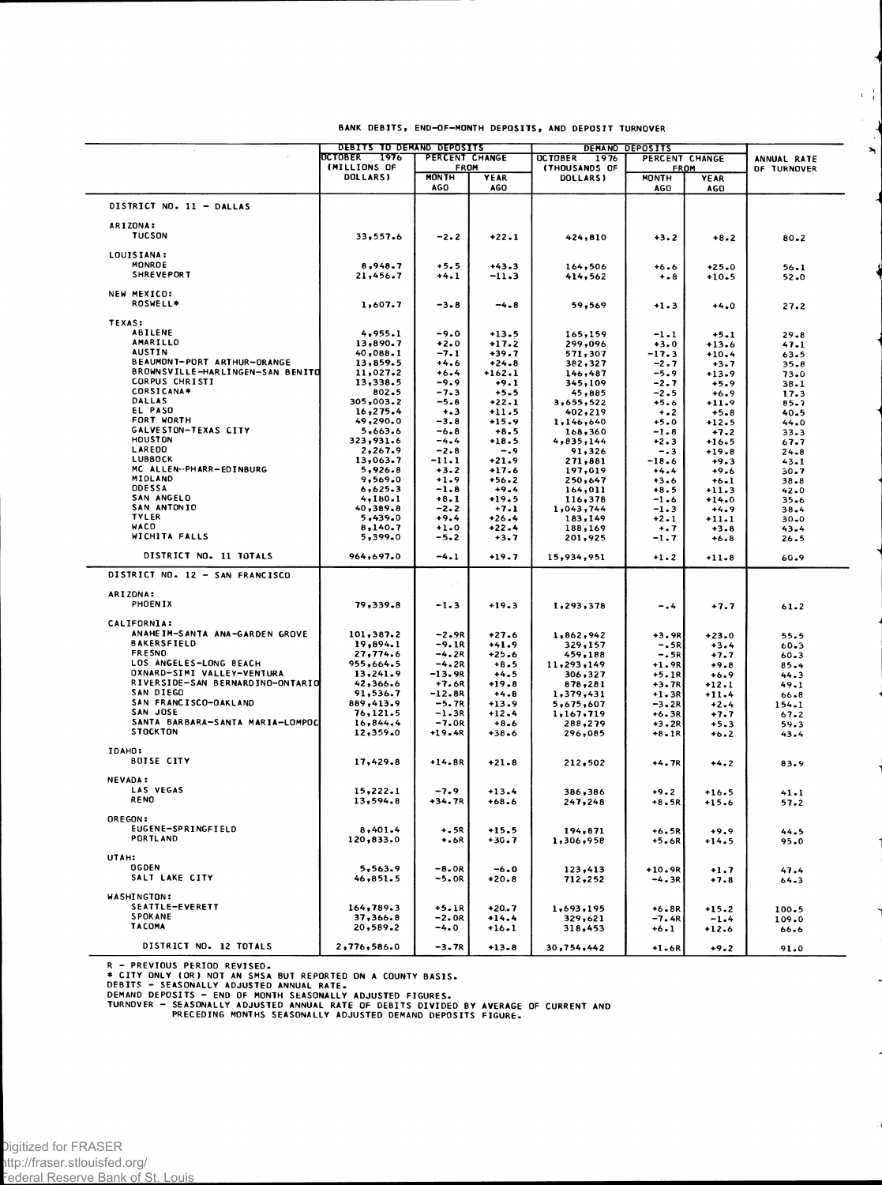BANK DEBITS, END-OF-MONTH DEPOSITS, AND DEPOSIT TURNOVER

| | DEBITS TO DEMAND DEPOSITS | | | DEMAND DEPOSITS | | | ANNUAL RATE OF TURNOVER |
|---|---|---|---|---|---|---|---|
| | OCTOBER 1976 (MILLIONS OF DOLLARS) | PERCENT CHANGE FROM | | OCTOBER 1976 (THOUSANDS OF DOLLARS) | PERCENT CHANGE FROM | | |
| | | MONTH AGO | YEAR AGO | | MONTH AGO | YEAR AGO | |
| DISTRICT NO. 11 - DALLAS | | | | | | | |
| ARIZONA: | | | | | | | |
| TUCSON | 33,557.6 | -2.2 | +22.1 | 424,810 | +3.2 | +8.2 | 80.2 |
| LOUISIANA: | | | | | | | |
| MONROE | 8,948.7 | +5.5 | +43.3 | 164,506 | +6.6 | +25.0 | 56.1 |
| SHREVEPORT | 21,456.7 | +4.1 | -11.3 | 414,562 | +.8 | +10.5 | 52.0 |
| NEW MEXICO: | | | | | | | |
| ROSWELL* | 1,607.7 | -3.8 | -4.8 | 59,569 | +1.3 | +4.0 | 27.2 |
| TEXAS: | | | | | | | |
| ABILENE | 4,955.1 | -9.0 | +13.5 | 165,159 | -1.1 | +5.1 | 29.8 |
| AMARILLO | 13,890.7 | +2.0 | +17.2 | 299,096 | +3.0 | +13.6 | 47.1 |
| AUSTIN | 40,088.1 | -7.1 | +39.7 | 571,307 | -17.3 | +10.4 | 63.5 |
| BEAUMONT-PORT ARTHUR-ORANGE | 13,859.5 | +6.6 | +24.8 | 382,327 | -2.7 | +3.7 | 35.8 |
| BROWNSVILLE-HARLINGEN-SAN BENITO | 11,027.2 | +6.4 | +162.1 | 146,487 | -5.9 | +13.9 | 73.0 |
| CORPUS CHRISTI | 13,338.5 | -9.9 | +9.1 | 345,109 | -2.7 | +5.9 | 38.1 |
| CORSICANA* | 802.5 | -7.3 | +5.5 | 45,885 | -2.5 | +6.9 | 17.3 |
| DALLAS | 305,003.2 | -5.8 | +22.1 | 3,655,522 | +5.6 | +11.9 | 85.7 |
| EL PASO | 16,275.4 | +.3 | +11.5 | 402,219 | +.2 | +5.8 | 40.5 |
| FORT WORTH | 49,290.0 | -3.8 | +15.9 | 1,146,640 | +5.0 | +12.5 | 44.0 |
| GALVESTON-TEXAS CITY | 5,663.6 | -6.8 | +8.5 | 168,360 | -1.8 | +7.2 | 33.3 |
| HOUSTON | 323,931.6 | -4.4 | +18.5 | 4,835,144 | +2.3 | +16.5 | 67.7 |
| LAREDO | 2,267.9 | -2.8 | -.9 | 91,326 | -.3 | +19.8 | 24.8 |
| LUBBOCK | 13,063.7 | -11.1 | +21.9 | 271,881 | -18.6 | +9.3 | 43.1 |
| MC ALLEN-PHARR-EDINBURG | 5,926.8 | +3.2 | +17.6 | 197,019 | +4.4 | +9.6 | 30.7 |
| MIDLAND | 9,569.0 | +1.9 | +56.2 | 250,647 | +3.6 | +6.1 | 38.8 |
| ODESSA | 6,625.3 | -1.8 | +9.4 | 164,011 | +8.5 | +11.3 | 42.0 |
| SAN ANGELO | 4,180.1 | +8.1 | +19.5 | 116,378 | -1.6 | +14.0 | 35.6 |
| SAN ANTONIO | 40,389.8 | -2.2 | +7.1 | 1,043,744 | -1.3 | +4.9 | 38.4 |
| TYLER | 5,439.0 | +9.4 | +26.4 | 183,149 | +2.1 | +11.1 | 30.0 |
| WACO | 8,140.7 | +1.0 | +22.4 | 188,169 | +.7 | +3.8 | 43.4 |
| WICHITA FALLS | 5,399.0 | -5.2 | +3.7 | 201,925 | -1.7 | +6.8 | 26.5 |
| DISTRICT NO. 11 TOTALS | 964,697.0 | -4.1 | +19.7 | 15,934,951 | +1.2 | +11.8 | 60.9 |
| DISTRICT NO. 12 - SAN FRANCISCO | | | | | | | |
| ARIZONA: | | | | | | | |
| PHOENIX | 79,339.8 | -1.3 | +19.3 | 1,293,378 | -.4 | +7.7 | 61.2 |
| CALIFORNIA: | | | | | | | |
| ANAHEIM-SANTA ANA-GARDEN GROVE | 101,387.2 | -2.9R | +27.6 | 1,862,942 | +3.9R | +23.0 | 55.5 |
| BAKERSFIELD | 19,894.1 | -9.1R | +41.9 | 329,157 | -.5R | +3.4 | 60.3 |
| FRESNO | 27,774.6 | -4.2R | +25.6 | 459,188 | -.5R | +7.7 | 60.3 |
| LOS ANGELES-LONG BEACH | 955,664.5 | -4.2R | +8.5 | 11,293,149 | +1.9R | +9.8 | 85.4 |
| OXNARD-SIMI VALLEY-VENTURA | 13,241.9 | -13.9R | +4.5 | 306,327 | +5.1R | +6.9 | 44.3 |
| RIVERSIDE-SAN BERNARDINO-ONTARIO | 42,366.6 | +7.6R | +19.8 | 878,281 | +3.7R | +12.1 | 49.1 |
| SAN DIEGO | 91,536.7 | -12.8R | +4.8 | 1,379,431 | +1.3R | +11.4 | 66.8 |
| SAN FRANCISCO-OAKLAND | 889,413.9 | -5.7R | +13.9 | 5,675,607 | -3.2R | +2.4 | 154.1 |
| SAN JOSE | 76,121.5 | -1.3R | +12.4 | 1,167,719 | +6.3R | +7.7 | 67.2 |
| SANTA BARBARA-SANTA MARIA-LOMPOC | 16,844.4 | -7.0R | +8.6 | 288,279 | +3.2R | +5.3 | 59.3 |
| STOCKTON | 12,359.0 | +19.4R | +38.6 | 296,085 | +8.1R | +6.2 | 43.4 |
| IDAHO: | | | | | | | |
| BOISE CITY | 17,429.8 | +14.8R | +21.8 | 212,502 | +4.7R | +4.2 | 83.9 |
| NEVADA: | | | | | | | |
| LAS VEGAS | 15,222.1 | -7.9 | +13.4 | 386,386 | +9.2 | +16.5 | 41.1 |
| RENO | 13,594.8 | +34.7R | +68.6 | 247,248 | +8.5R | +15.6 | 57.2 |
| OREGON: | | | | | | | |
| EUGENE-SPRINGFIELD | 8,401.4 | +.5R | +15.5 | 194,871 | +6.5R | +9.9 | 44.5 |
| PORTLAND | 120,833.0 | +.6R | +30.7 | 1,306,958 | +5.6R | +14.5 | 95.0 |
| UTAH: | | | | | | | |
| OGDEN | 5,563.9 | -8.0R | -6.0 | 123,413 | +10.9R | +1.7 | 47.4 |
| SALT LAKE CITY | 46,851.5 | -5.0R | +20.8 | 712,252 | -4.3R | +7.8 | 64.3 |
| WASHINGTON: | | | | | | | |
| SEATTLE-EVERETT | 164,789.3 | +5.1R | +20.7 | 1,693,195 | +6.8R | +15.2 | 100.5 |
| SPOKANE | 37,366.8 | -2.0R | +14.4 | 329,621 | -7.4R | -1.4 | 109.0 |
| TACOMA | 20,589.2 | -4.0 | +16.1 | 318,453 | +6.1 | +12.6 | 66.6 |
| DISTRICT NO. 12 TOTALS | 2,776,586.0 | -3.7R | +13.8 | 30,754,442 | +1.6R | +9.2 | 91.0 |

R - PREVIOUS PERIOD REVISED.
\* CITY ONLY (OR) NOT AN SMSA BUT REPORTED ON A COUNTY BASIS.
DEBITS - SEASONALLY ADJUSTED ANNUAL RATE.
DEMAND DEPOSITS - END OF MONTH SEASONALLY ADJUSTED FIGURES.
TURNOVER - SEASONALLY ADJUSTED ANNUAL RATE OF DEBITS DIVIDED BY AVERAGE OF CURRENT AND PRECEDING MONTHS SEASONALLY ADJUSTED DEMAND DEPOSITS FIGURE.